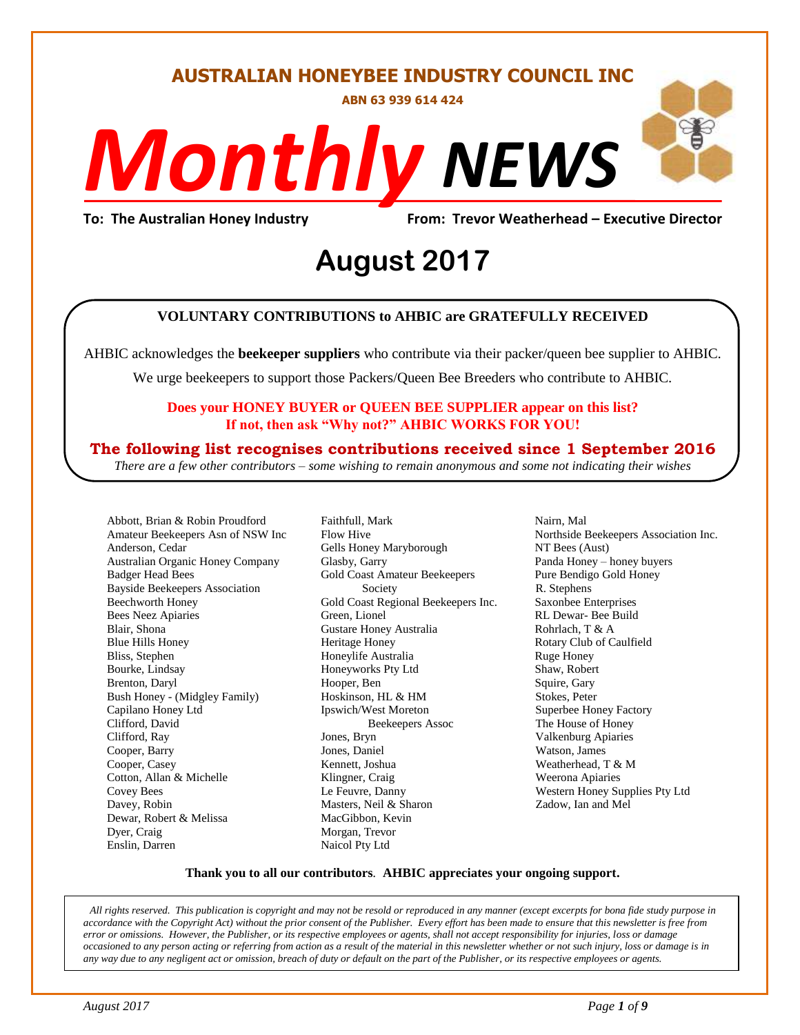# AUSTRALIAN HONEYBEE INDUSTRY COUNCIL INC

**ABN 63 939 614 424**

# *Monthly* NEWS

**To: The Australian Honey Industry** **From: Trevor Weatherhead – Executive Director**

## August 2017

**VOLUNTARY CONTRIBUTIONS to AHBIC are GRATEFULLY RECEIVED**

AHBIC acknowledges the **beekeeper suppliers** who contribute via their packer/queen bee supplier to AHBIC.

We urge beekeepers to support those Packers/Queen Bee Breeders who contribute to AHBIC.

**Does your HONEY BUYER or QUEEN BEE SUPPLIER appear on this list?**
**If not, then ask "Why not?" AHBIC WORKS FOR YOU!**

**The following list recognises contributions received since 1 September 2016**

*There are a few other contributors – some wishing to remain anonymous and some not indicating their wishes*

Abbott, Brian & Robin Proudford
Amateur Beekeepers Asn of NSW Inc
Anderson, Cedar
Australian Organic Honey Company
Badger Head Bees
Bayside Beekeepers Association
Beechworth Honey
Bees Neez Apiaries
Blair, Shona
Blue Hills Honey
Bliss, Stephen
Bourke, Lindsay
Brenton, Daryl
Bush Honey - (Midgley Family)
Capilano Honey Ltd
Clifford, David
Clifford, Ray
Cooper, Barry
Cooper, Casey
Cotton, Allan & Michelle
Covey Bees
Davey, Robin
Dewar, Robert & Melissa
Dyer, Craig
Enslin, Darren
Faithfull, Mark
Flow Hive
Gells Honey Maryborough
Glasby, Garry
Gold Coast Amateur Beekeepers Society
Gold Coast Regional Beekeepers Inc.
Green, Lionel
Gustare Honey Australia
Heritage Honey
Honeylife Australia
Honeyworks Pty Ltd
Hooper, Ben
Hoskinson, HL & HM
Ipswich/West Moreton Beekeepers Assoc
Jones, Bryn
Jones, Daniel
Kennett, Joshua
Klingner, Craig
Le Feuvre, Danny
Masters, Neil & Sharon
MacGibbon, Kevin
Morgan, Trevor
Naicol Pty Ltd
Nairn, Mal
Northside Beekeepers Association Inc.
NT Bees (Aust)
Panda Honey – honey buyers
Pure Bendigo Gold Honey
R. Stephens
Saxonbee Enterprises
RL Dewar- Bee Build
Rohrlach, T & A
Rotary Club of Caulfield
Ruge Honey
Shaw, Robert
Squire, Gary
Stokes, Peter
Superbee Honey Factory
The House of Honey
Valkenburg Apiaries
Watson, James
Weatherhead, T & M
Weerona Apiaries
Western Honey Supplies Pty Ltd
Zadow, Ian and Mel

**Thank you to all our contributors**. **AHBIC appreciates your ongoing support.**

*All rights reserved. This publication is copyright and may not be resold or reproduced in any manner (except excerpts for bona fide study purpose in accordance with the Copyright Act) without the prior consent of the Publisher. Every effort has been made to ensure that this newsletter is free from error or omissions. However, the Publisher, or its respective employees or agents, shall not accept responsibility for injuries, loss or damage occasioned to any person acting or referring from action as a result of the material in this newsletter whether or not such injury, loss or damage is in any way due to any negligent act or omission, breach of duty or default on the part of the Publisher, or its respective employees or agents.*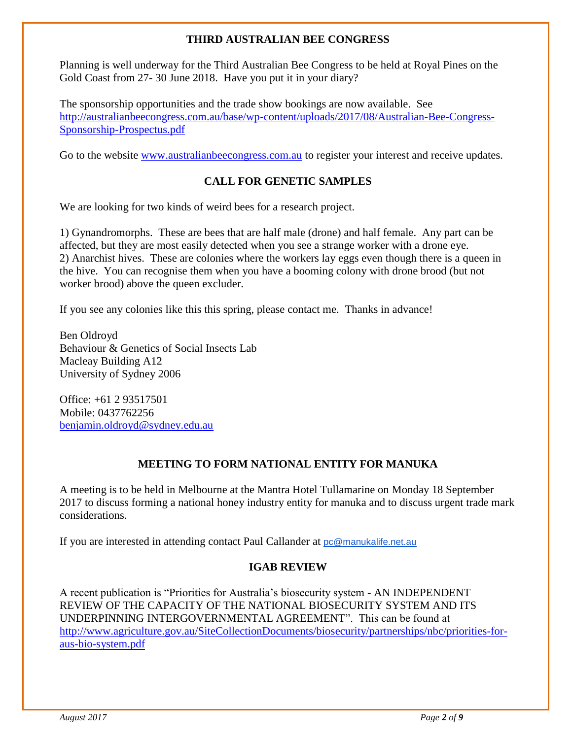## THIRD AUSTRALIAN BEE CONGRESS

Planning is well underway for the Third Australian Bee Congress to be held at Royal Pines on the Gold Coast from 27- 30 June 2018. Have you put it in your diary?

The sponsorship opportunities and the trade show bookings are now available. See http://australianbeecongress.com.au/base/wp-content/uploads/2017/08/Australian-Bee-Congress-Sponsorship-Prospectus.pdf

Go to the website www.australianbeecongress.com.au to register your interest and receive updates.

## CALL FOR GENETIC SAMPLES

We are looking for two kinds of weird bees for a research project.

1) Gynandromorphs. These are bees that are half male (drone) and half female. Any part can be affected, but they are most easily detected when you see a strange worker with a drone eye.
2) Anarchist hives. These are colonies where the workers lay eggs even though there is a queen in the hive. You can recognise them when you have a booming colony with drone brood (but not worker brood) above the queen excluder.

If you see any colonies like this this spring, please contact me. Thanks in advance!

Ben Oldroyd
Behaviour & Genetics of Social Insects Lab
Macleay Building A12
University of Sydney 2006

Office: +61 2 93517501
Mobile: 0437762256
benjamin.oldroyd@sydney.edu.au

## MEETING TO FORM NATIONAL ENTITY FOR MANUKA

A meeting is to be held in Melbourne at the Mantra Hotel Tullamarine on Monday 18 September 2017 to discuss forming a national honey industry entity for manuka and to discuss urgent trade mark considerations.

If you are interested in attending contact Paul Callander at pc@manukalife.net.au

## IGAB REVIEW

A recent publication is "Priorities for Australia's biosecurity system - AN INDEPENDENT REVIEW OF THE CAPACITY OF THE NATIONAL BIOSECURITY SYSTEM AND ITS UNDERPINNING INTERGOVERNMENTAL AGREEMENT". This can be found at http://www.agriculture.gov.au/SiteCollectionDocuments/biosecurity/partnerships/nbc/priorities-for-aus-bio-system.pdf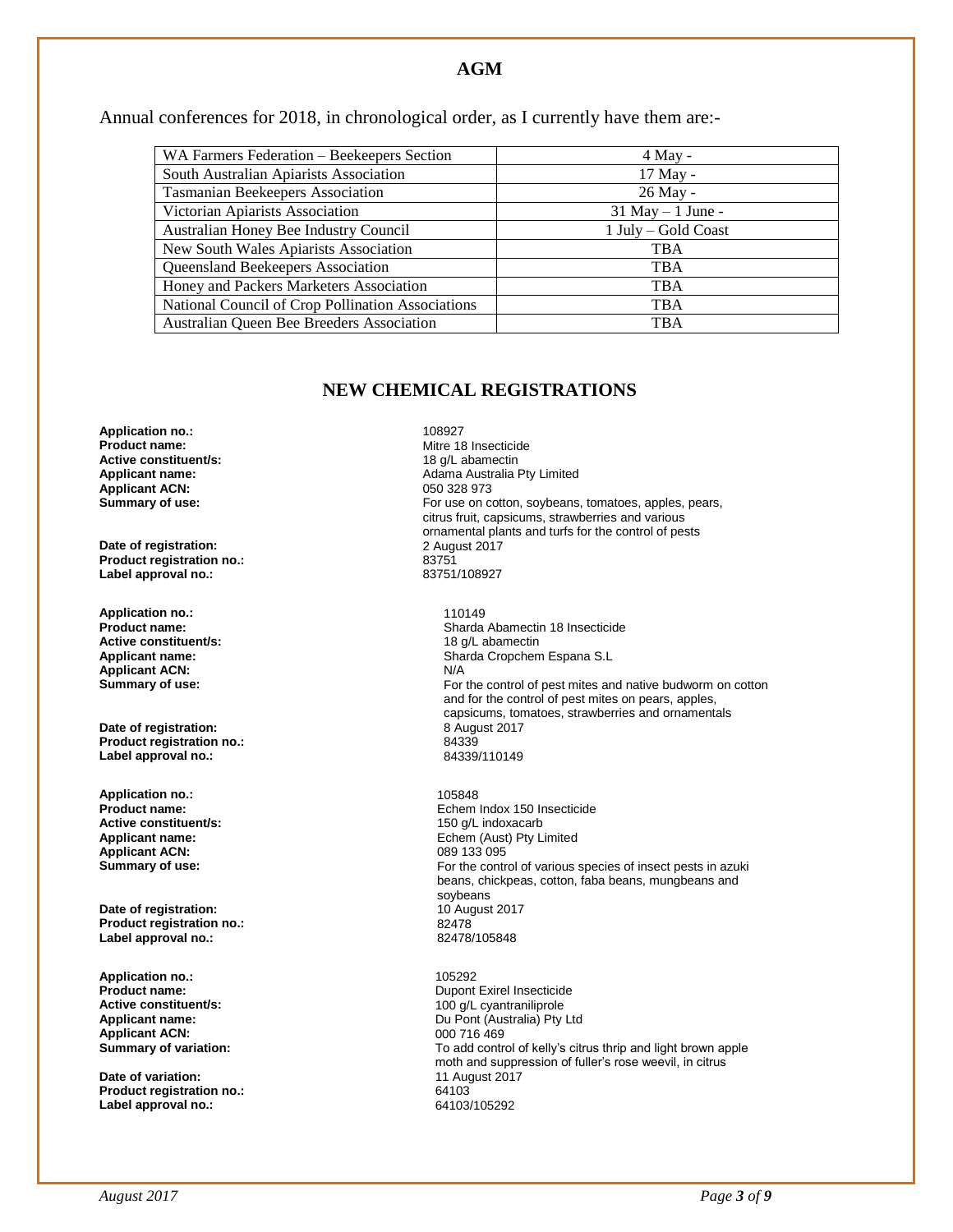## AGM

Annual conferences for 2018, in chronological order, as I currently have them are:-

| | |
|---|---|
| WA Farmers Federation – Beekeepers Section | 4 May - |
| South Australian Apiarists Association | 17 May - |
| Tasmanian Beekeepers Association | 26 May - |
| Victorian Apiarists Association | 31 May – 1 June - |
| Australian Honey Bee Industry Council | 1 July – Gold Coast |
| New South Wales Apiarists Association | TBA |
| Queensland Beekeepers Association | TBA |
| Honey and Packers Marketers Association | TBA |
| National Council of Crop Pollination Associations | TBA |
| Australian Queen Bee Breeders Association | TBA |

## NEW CHEMICAL REGISTRATIONS

**Application no.:** 108927
**Product name:** Mitre 18 Insecticide
**Active constituent/s:** 18 g/L abamectin
**Applicant name:** Adama Australia Pty Limited
**Applicant ACN:** 050 328 973
**Summary of use:** For use on cotton, soybeans, tomatoes, apples, pears, citrus fruit, capsicums, strawberries and various ornamental plants and turfs for the control of pests
**Date of registration:** 2 August 2017
**Product registration no.:** 83751
**Label approval no.:** 83751/108927

**Application no.:** 110149
**Product name:** Sharda Abamectin 18 Insecticide
**Active constituent/s:** 18 g/L abamectin
**Applicant name:** Sharda Cropchem Espana S.L
**Applicant ACN:** N/A
**Summary of use:** For the control of pest mites and native budworm on cotton and for the control of pest mites on pears, apples, capsicums, tomatoes, strawberries and ornamentals
**Date of registration:** 8 August 2017
**Product registration no.:** 84339
**Label approval no.:** 84339/110149

**Application no.:** 105848
**Product name:** Echem Indox 150 Insecticide
**Active constituent/s:** 150 g/L indoxacarb
**Applicant name:** Echem (Aust) Pty Limited
**Applicant ACN:** 089 133 095
**Summary of use:** For the control of various species of insect pests in azuki beans, chickpeas, cotton, faba beans, mungbeans and soybeans
**Date of registration:** 10 August 2017
**Product registration no.:** 82478
**Label approval no.:** 82478/105848

**Application no.:** 105292
**Product name:** Dupont Exirel Insecticide
**Active constituent/s:** 100 g/L cyantraniliprole
**Applicant name:** Du Pont (Australia) Pty Ltd
**Applicant ACN:** 000 716 469
**Summary of variation:** To add control of kelly's citrus thrip and light brown apple moth and suppression of fuller's rose weevil, in citrus
**Date of variation:** 11 August 2017
**Product registration no.:** 64103
**Label approval no.:** 64103/105292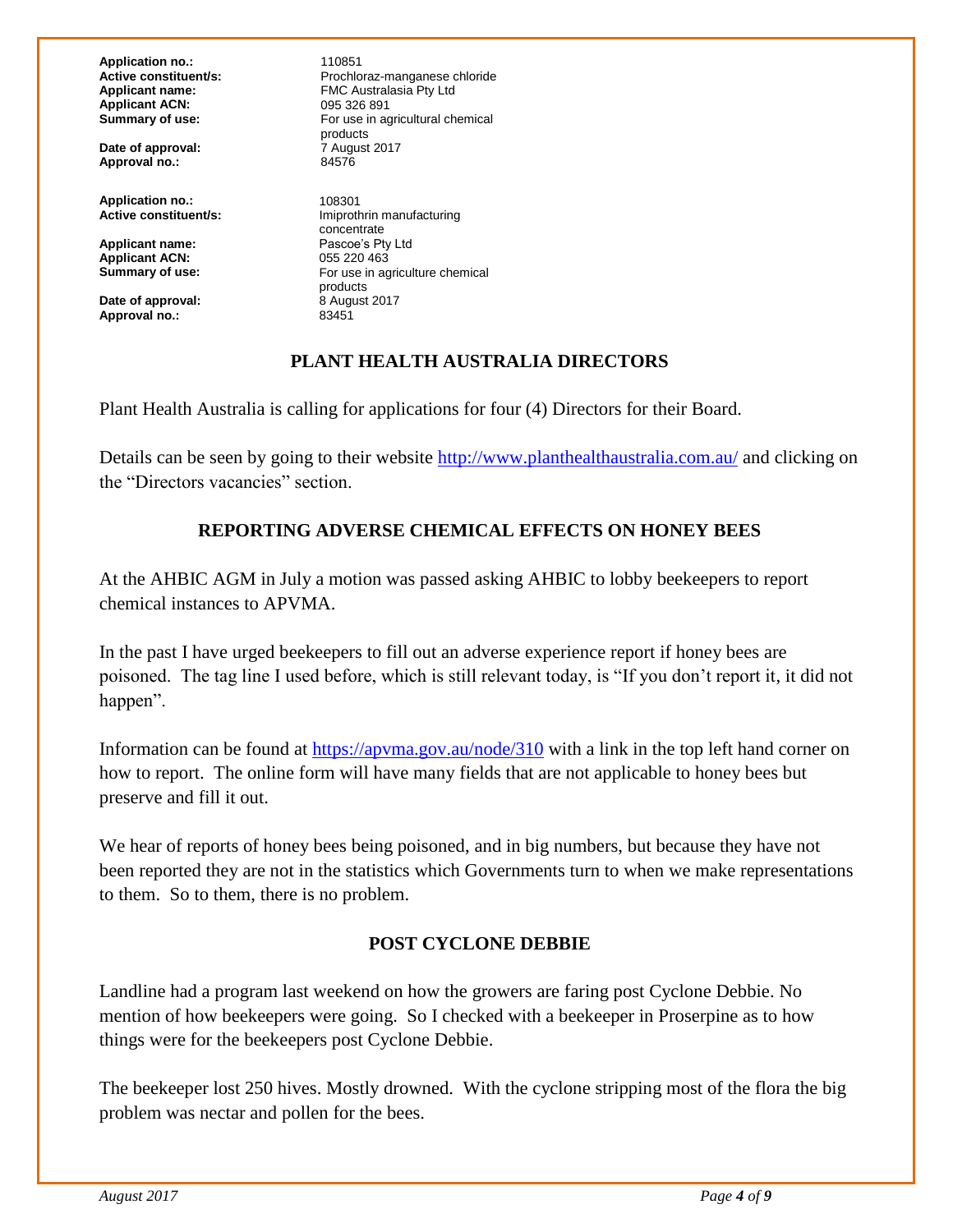**Application no.:** 110851
**Active constituent/s:** Prochloraz-manganese chloride
**Applicant name:** FMC Australasia Pty Ltd
**Applicant ACN:** 095 326 891
**Summary of use:** For use in agricultural chemical products
**Date of approval:** 7 August 2017
**Approval no.:** 84576

**Application no.:** 108301
**Active constituent/s:** Imiprothrin manufacturing concentrate
**Applicant name:** Pascoe's Pty Ltd
**Applicant ACN:** 055 220 463
**Summary of use:** For use in agriculture chemical products
**Date of approval:** 8 August 2017
**Approval no.:** 83451

## PLANT HEALTH AUSTRALIA DIRECTORS

Plant Health Australia is calling for applications for four (4) Directors for their Board.

Details can be seen by going to their website http://www.planthealthaustralia.com.au/ and clicking on the "Directors vacancies" section.

## REPORTING ADVERSE CHEMICAL EFFECTS ON HONEY BEES

At the AHBIC AGM in July a motion was passed asking AHBIC to lobby beekeepers to report chemical instances to APVMA.

In the past I have urged beekeepers to fill out an adverse experience report if honey bees are poisoned. The tag line I used before, which is still relevant today, is "If you don't report it, it did not happen".

Information can be found at https://apvma.gov.au/node/310 with a link in the top left hand corner on how to report. The online form will have many fields that are not applicable to honey bees but preserve and fill it out.

We hear of reports of honey bees being poisoned, and in big numbers, but because they have not been reported they are not in the statistics which Governments turn to when we make representations to them. So to them, there is no problem.

## POST CYCLONE DEBBIE

Landline had a program last weekend on how the growers are faring post Cyclone Debbie. No mention of how beekeepers were going. So I checked with a beekeeper in Proserpine as to how things were for the beekeepers post Cyclone Debbie.

The beekeeper lost 250 hives. Mostly drowned. With the cyclone stripping most of the flora the big problem was nectar and pollen for the bees.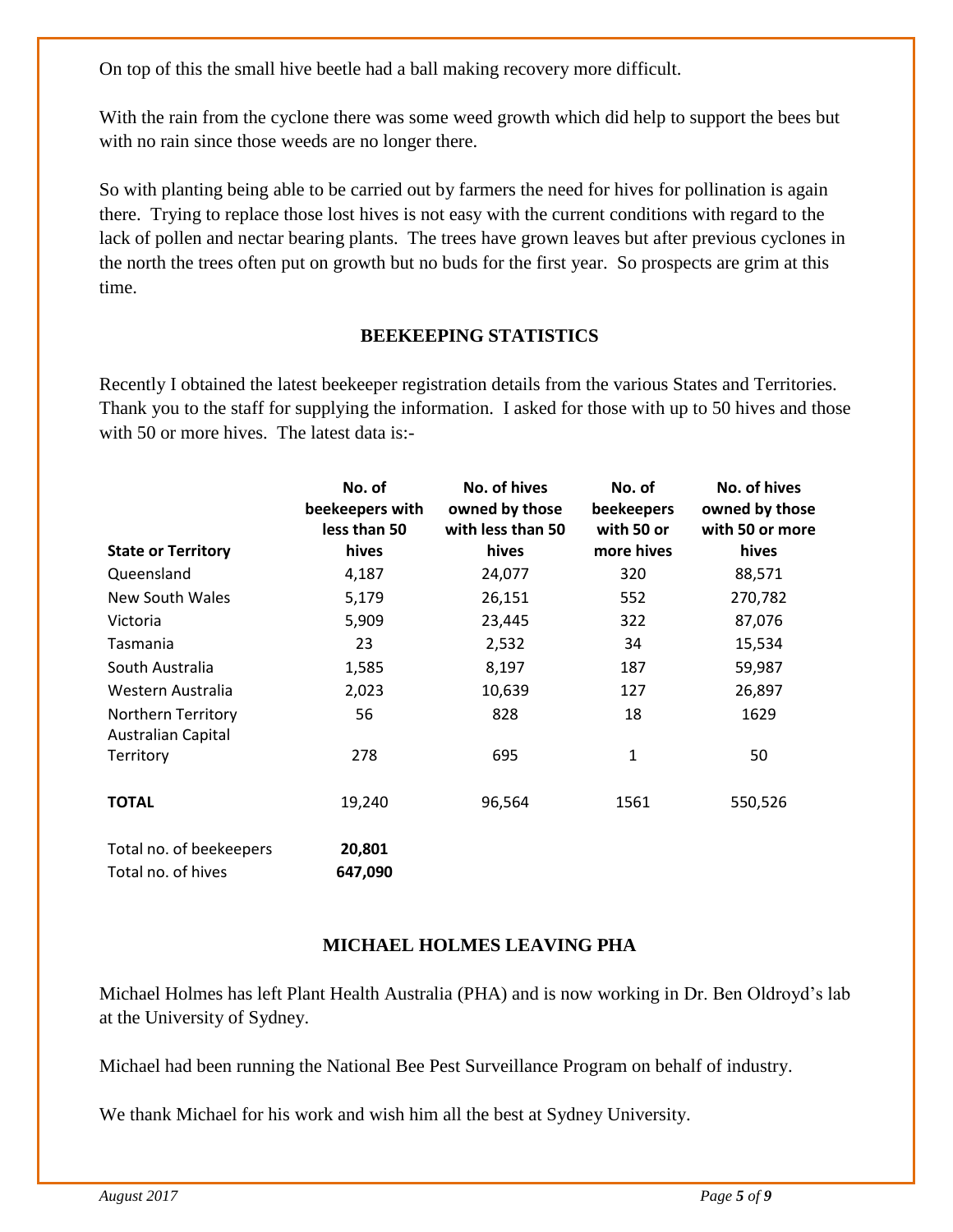On top of this the small hive beetle had a ball making recovery more difficult.

With the rain from the cyclone there was some weed growth which did help to support the bees but with no rain since those weeds are no longer there.

So with planting being able to be carried out by farmers the need for hives for pollination is again there. Trying to replace those lost hives is not easy with the current conditions with regard to the lack of pollen and nectar bearing plants. The trees have grown leaves but after previous cyclones in the north the trees often put on growth but no buds for the first year. So prospects are grim at this time.

## BEEKEEPING STATISTICS

Recently I obtained the latest beekeeper registration details from the various States and Territories. Thank you to the staff for supplying the information. I asked for those with up to 50 hives and those with 50 or more hives. The latest data is:-

| State or Territory | No. of beekeepers with less than 50 hives | No. of hives owned by those with less than 50 hives | No. of beekeepers with 50 or more hives | No. of hives owned by those with 50 or more hives |
|---|---|---|---|---|
| Queensland | 4,187 | 24,077 | 320 | 88,571 |
| New South Wales | 5,179 | 26,151 | 552 | 270,782 |
| Victoria | 5,909 | 23,445 | 322 | 87,076 |
| Tasmania | 23 | 2,532 | 34 | 15,534 |
| South Australia | 1,585 | 8,197 | 187 | 59,987 |
| Western Australia | 2,023 | 10,639 | 127 | 26,897 |
| Northern Territory | 56 | 828 | 18 | 1629 |
| Australian Capital Territory | 278 | 695 | 1 | 50 |
| **TOTAL** | 19,240 | 96,564 | 1561 | 550,526 |
| Total no. of beekeepers | **20,801** | | | |
| Total no. of hives | **647,090** | | | |

## MICHAEL HOLMES LEAVING PHA

Michael Holmes has left Plant Health Australia (PHA) and is now working in Dr. Ben Oldroyd's lab at the University of Sydney.

Michael had been running the National Bee Pest Surveillance Program on behalf of industry.

We thank Michael for his work and wish him all the best at Sydney University.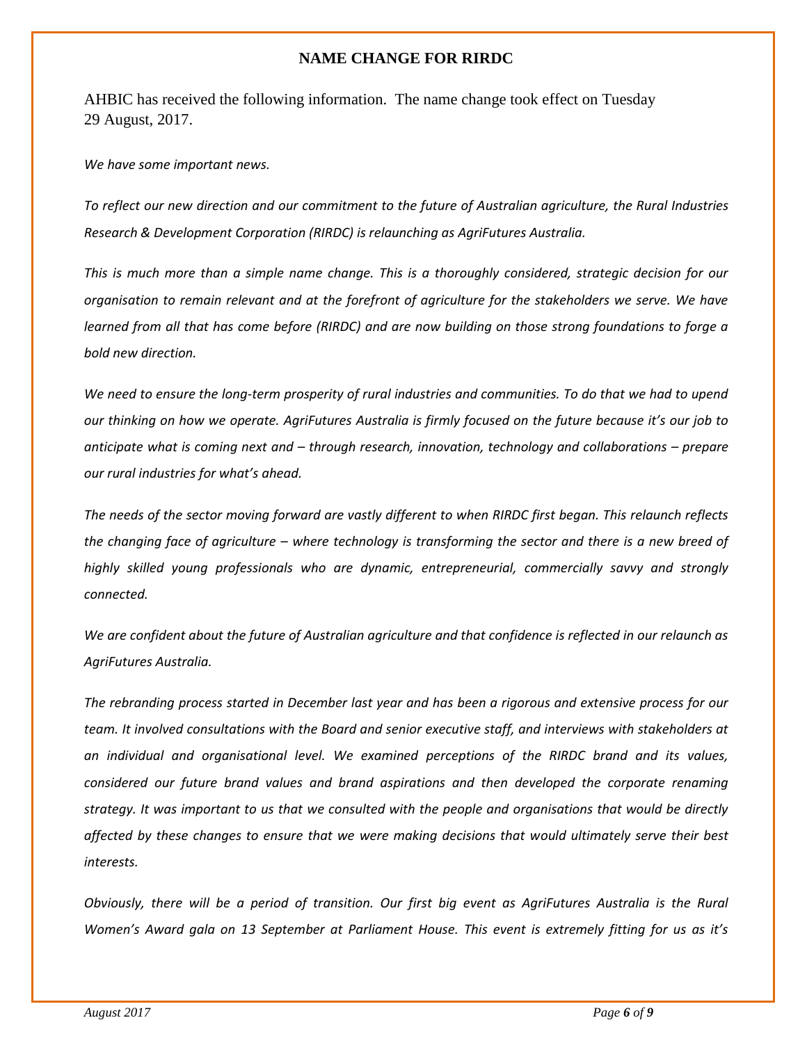## NAME CHANGE FOR RIRDC

AHBIC has received the following information. The name change took effect on Tuesday 29 August, 2017.

*We have some important news.*

*To reflect our new direction and our commitment to the future of Australian agriculture, the Rural Industries Research & Development Corporation (RIRDC) is relaunching as AgriFutures Australia.*

*This is much more than a simple name change. This is a thoroughly considered, strategic decision for our organisation to remain relevant and at the forefront of agriculture for the stakeholders we serve. We have learned from all that has come before (RIRDC) and are now building on those strong foundations to forge a bold new direction.*

*We need to ensure the long-term prosperity of rural industries and communities. To do that we had to upend our thinking on how we operate. AgriFutures Australia is firmly focused on the future because it's our job to anticipate what is coming next and – through research, innovation, technology and collaborations – prepare our rural industries for what's ahead.*

*The needs of the sector moving forward are vastly different to when RIRDC first began. This relaunch reflects the changing face of agriculture – where technology is transforming the sector and there is a new breed of highly skilled young professionals who are dynamic, entrepreneurial, commercially savvy and strongly connected.*

*We are confident about the future of Australian agriculture and that confidence is reflected in our relaunch as AgriFutures Australia.*

*The rebranding process started in December last year and has been a rigorous and extensive process for our team. It involved consultations with the Board and senior executive staff, and interviews with stakeholders at an individual and organisational level. We examined perceptions of the RIRDC brand and its values, considered our future brand values and brand aspirations and then developed the corporate renaming strategy. It was important to us that we consulted with the people and organisations that would be directly affected by these changes to ensure that we were making decisions that would ultimately serve their best interests.*

*Obviously, there will be a period of transition. Our first big event as AgriFutures Australia is the Rural Women's Award gala on 13 September at Parliament House. This event is extremely fitting for us as it's*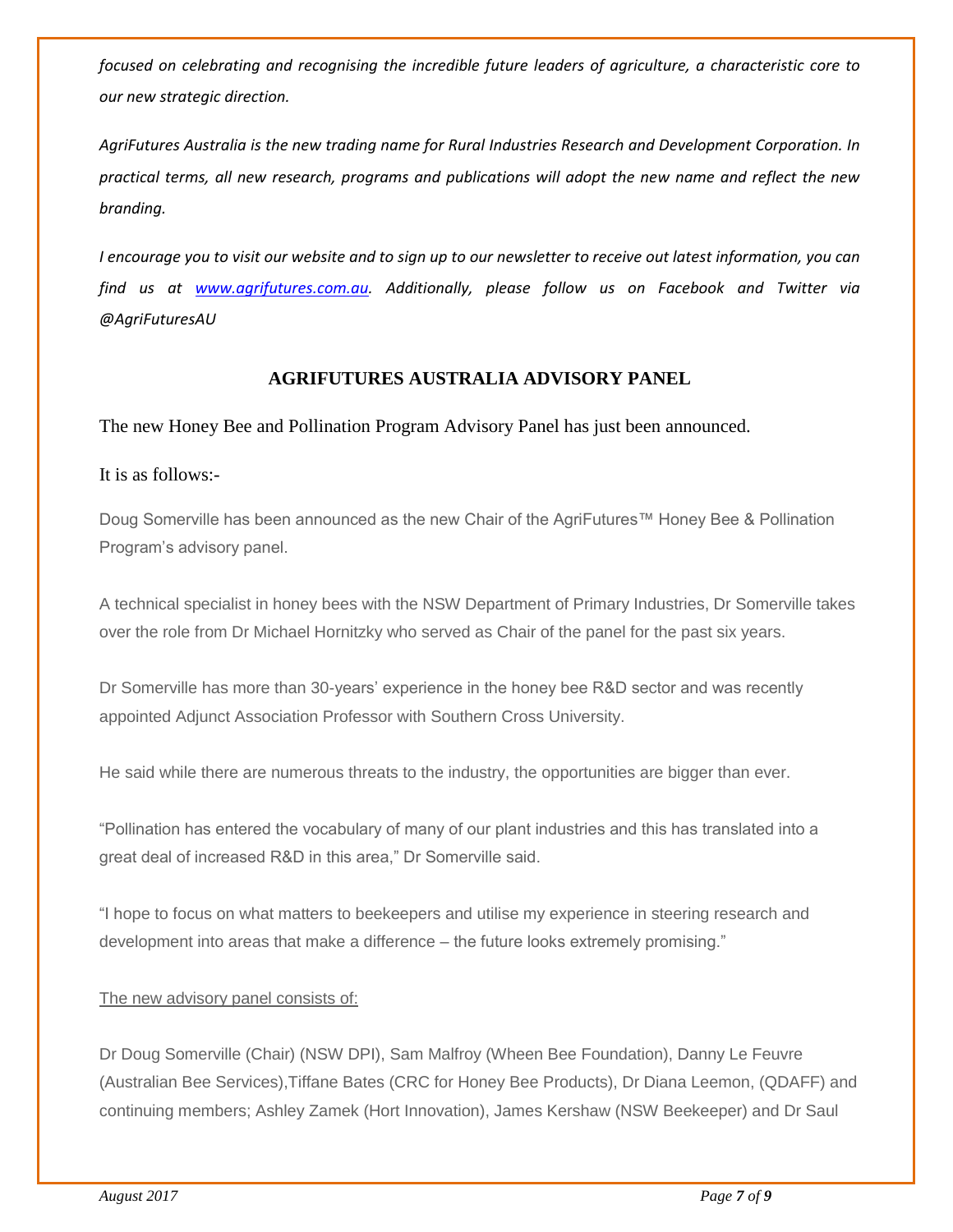*focused on celebrating and recognising the incredible future leaders of agriculture, a characteristic core to our new strategic direction.*

*AgriFutures Australia is the new trading name for Rural Industries Research and Development Corporation. In practical terms, all new research, programs and publications will adopt the new name and reflect the new branding.*

*I encourage you to visit our website and to sign up to our newsletter to receive out latest information, you can find us at [www.agrifutures.com.au](www.agrifutures.com.au). Additionally, please follow us on Facebook and Twitter via @AgriFuturesAU*

## AGRIFUTURES AUSTRALIA ADVISORY PANEL

The new Honey Bee and Pollination Program Advisory Panel has just been announced.

It is as follows:-

Doug Somerville has been announced as the new Chair of the AgriFutures™ Honey Bee & Pollination Program's advisory panel.

A technical specialist in honey bees with the NSW Department of Primary Industries, Dr Somerville takes over the role from Dr Michael Hornitzky who served as Chair of the panel for the past six years.

Dr Somerville has more than 30-years' experience in the honey bee R&D sector and was recently appointed Adjunct Association Professor with Southern Cross University.

He said while there are numerous threats to the industry, the opportunities are bigger than ever.

"Pollination has entered the vocabulary of many of our plant industries and this has translated into a great deal of increased R&D in this area," Dr Somerville said.

"I hope to focus on what matters to beekeepers and utilise my experience in steering research and development into areas that make a difference – the future looks extremely promising."

<u>The new advisory panel consists of:</u>

Dr Doug Somerville (Chair) (NSW DPI), Sam Malfroy (Wheen Bee Foundation), Danny Le Feuvre (Australian Bee Services),Tiffane Bates (CRC for Honey Bee Products), Dr Diana Leemon, (QDAFF) and continuing members; Ashley Zamek (Hort Innovation), James Kershaw (NSW Beekeeper) and Dr Saul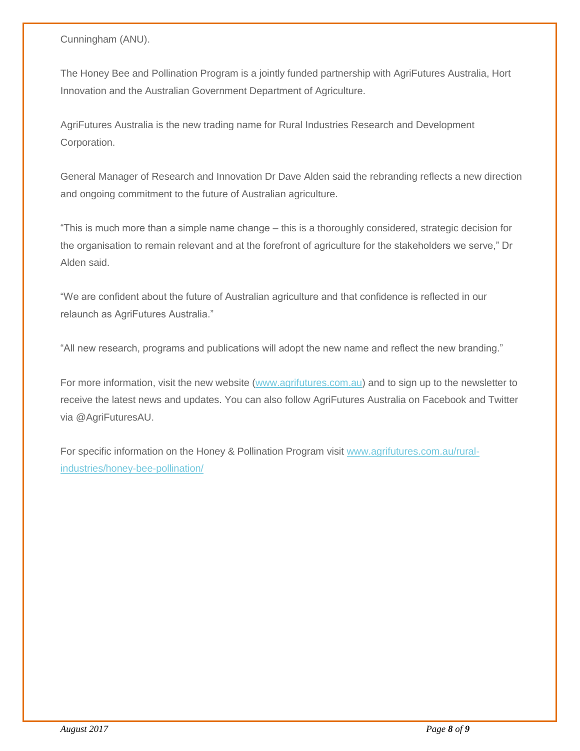Cunningham (ANU).

The Honey Bee and Pollination Program is a jointly funded partnership with AgriFutures Australia, Hort Innovation and the Australian Government Department of Agriculture.

AgriFutures Australia is the new trading name for Rural Industries Research and Development Corporation.

General Manager of Research and Innovation Dr Dave Alden said the rebranding reflects a new direction and ongoing commitment to the future of Australian agriculture.

“This is much more than a simple name change – this is a thoroughly considered, strategic decision for the organisation to remain relevant and at the forefront of agriculture for the stakeholders we serve,” Dr Alden said.

“We are confident about the future of Australian agriculture and that confidence is reflected in our relaunch as AgriFutures Australia.”

“All new research, programs and publications will adopt the new name and reflect the new branding.”

For more information, visit the new website ([www.agrifutures.com.au](http://www.agrifutures.com.au)) and to sign up to the newsletter to receive the latest news and updates. You can also follow AgriFutures Australia on Facebook and Twitter via @AgriFuturesAU.

For specific information on the Honey & Pollination Program visit [www.agrifutures.com.au/rural-industries/honey-bee-pollination/](http://www.agrifutures.com.au/rural-industries/honey-bee-pollination/)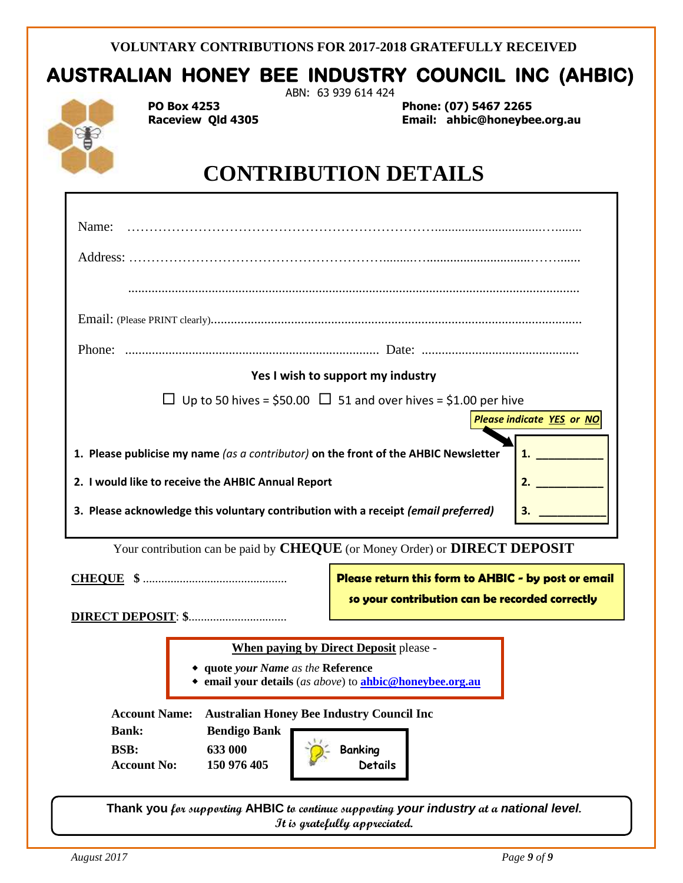**VOLUNTARY CONTRIBUTIONS FOR 2017-2018 GRATEFULLY RECEIVED**

# AUSTRALIAN HONEY BEE INDUSTRY COUNCIL INC (AHBIC)

ABN: 63 939 614 424

**PO Box 4253**
**Raceview Qld 4305**

**Phone: (07) 5467 2265**
**Email: ahbic@honeybee.org.au**

# CONTRIBUTION DETAILS

Name: ……………………………………………………………………………………………

Address: ……………………………………………………………………………………………

……………………………………………………………………………………………………

Email: (Please PRINT clearly)……………………………………………………………………

Phone: …………………………………………… Date: ……………………………………

**Yes I wish to support my industry**

☐ Up to 50 hives = $50.00 ☐ 51 and over hives = $1.00 per hive

***Please indicate YES or NO***

1. **Please publicise my name** *(as a contributor)* **on the front of the AHBIC Newsletter** — **1.** ________
2. **I would like to receive the AHBIC Annual Report** — **2.** ________
3. **Please acknowledge this voluntary contribution with a receipt** ***(email preferred)*** — **3.** ________

Your contribution can be paid by **CHEQUE** (or Money Order) or **DIRECT DEPOSIT**

**CHEQUE $** ……………………………………

**DIRECT DEPOSIT: $**……………………………

**Please return this form to AHBIC - by post or email so your contribution can be recorded correctly**

**When paying by Direct Deposit** please -

- **quote** ***your Name*** *as the* **Reference**
- **email your details** (*as above*) to **ahbic@honeybee.org.au**

| | |
|---|---|
| **Account Name:** | **Australian Honey Bee Industry Council Inc** |
| **Bank:** | **Bendigo Bank** |
| **BSB:** | **633 000** |
| **Account No:** | **150 976 405** |

Banking Details

**Thank you** ***for supporting*** **AHBIC** ***to continue supporting*** ***your industry*** *at a* ***national level.***
*It is gratefully appreciated.*

*August 2017*